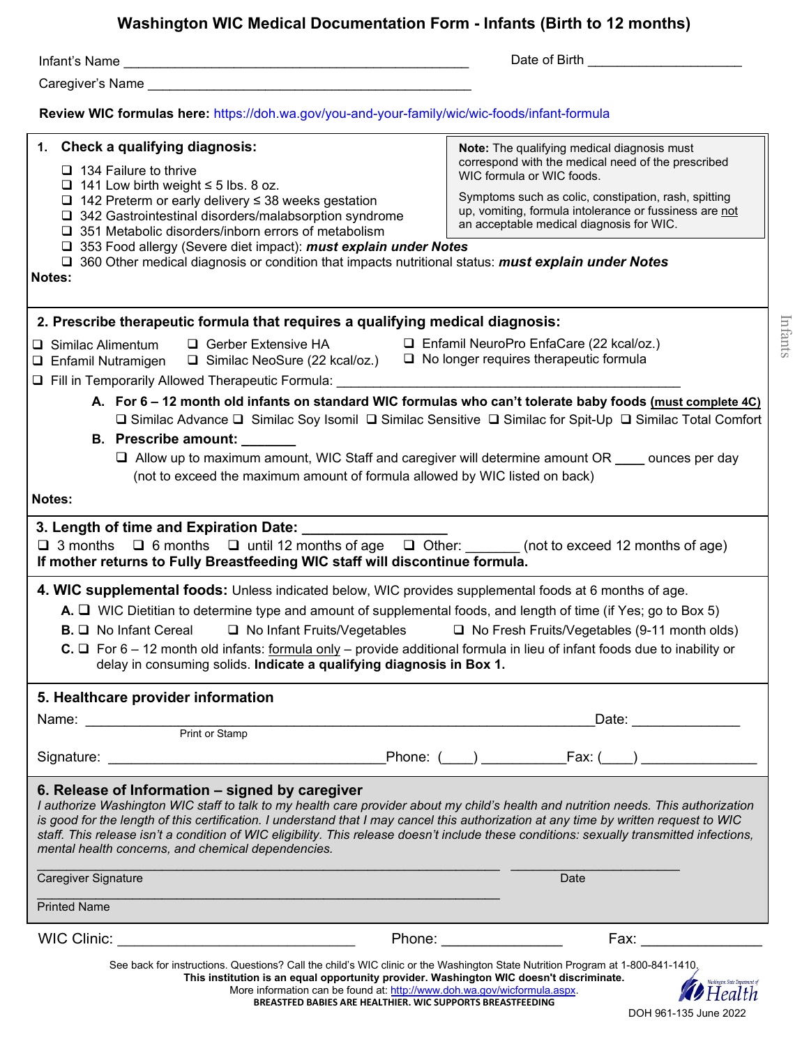# Washington WIC Medical Documentation Form - Infants (Birth to 12 months)

Infant's Name ______________________________________________ Date of Birth ____________________

Caregiver's Name ____________________________________________

**Review WIC formulas here:** https://doh.wa.gov/you-and-your-family/wic/wic-foods/infant-formula

## 1. Check a qualifying diagnosis:

- ❑ 134 Failure to thrive
- ❑ 141 Low birth weight ≤ 5 lbs. 8 oz.
- ❑ 142 Preterm or early delivery ≤ 38 weeks gestation
- ❑ 342 Gastrointestinal disorders/malabsorption syndrome
- ❑ 351 Metabolic disorders/inborn errors of metabolism
- ❑ 353 Food allergy (Severe diet impact): ***must explain under Notes***
- ❑ 360 Other medical diagnosis or condition that impacts nutritional status: ***must explain under Notes***

> **Note:** The qualifying medical diagnosis must correspond with the medical need of the prescribed WIC formula or WIC foods.
>
> Symptoms such as colic, constipation, rash, spitting up, vomiting, formula intolerance or fussiness are not an acceptable medical diagnosis for WIC.

**Notes:**

## 2. Prescribe therapeutic formula that requires a qualifying medical diagnosis:

- ❑ Similac Alimentum
- ❑ Enfamil Nutramigen
- ❑ Gerber Extensive HA
- ❑ Similac NeoSure (22 kcal/oz.)
- ❑ Enfamil NeuroPro EnfaCare (22 kcal/oz.)
- ❑ No longer requires therapeutic formula
- ❑ Fill in Temporarily Allowed Therapeutic Formula: ______________________________________________

**A. For 6 – 12 month old infants on standard WIC formulas who can't tolerate baby foods (must complete 4C)**

❑ Similac Advance ❑ Similac Soy Isomil ❑ Similac Sensitive ❑ Similac for Spit-Up ❑ Similac Total Comfort

**B. Prescribe amount: _______**

❑ Allow up to maximum amount, WIC Staff and caregiver will determine amount OR ____ ounces per day (not to exceed the maximum amount of formula allowed by WIC listed on back)

**Notes:**

## 3. Length of time and Expiration Date: _________________

❑ 3 months ❑ 6 months ❑ until 12 months of age ❑ Other: _______ (not to exceed 12 months of age)

**If mother returns to Fully Breastfeeding WIC staff will discontinue formula.**

## 4. WIC supplemental foods: Unless indicated below, WIC provides supplemental foods at 6 months of age.

**A.** ❑ WIC Dietitian to determine type and amount of supplemental foods, and length of time (if Yes; go to Box 5)

**B.** ❑ No Infant Cereal ❑ No Infant Fruits/Vegetables ❑ No Fresh Fruits/Vegetables (9-11 month olds)

**C.** ❑ For 6 – 12 month old infants: formula only – provide additional formula in lieu of infant foods due to inability or delay in consuming solids. **Indicate a qualifying diagnosis in Box 1.**

## 5. Healthcare provider information

Name: ______________________________________________________________ Date: ______________

Print or Stamp

Signature: ___________________________________ Phone: (____) ___________ Fax: (____) _______________

## 6. Release of Information – signed by caregiver

*I authorize Washington WIC staff to talk to my health care provider about my child's health and nutrition needs. This authorization is good for the length of this certification. I understand that I may cancel this authorization at any time by written request to WIC staff. This release isn't a condition of WIC eligibility. This release doesn't include these conditions: sexually transmitted infections, mental health concerns, and chemical dependencies.*

_____________________________________________________________ _______________________

Caregiver Signature Date

_____________________________________________________________

Printed Name

WIC Clinic: ______________________________ Phone: _______________ Fax: _______________

See back for instructions. Questions? Call the child's WIC clinic or the Washington State Nutrition Program at 1-800-841-1410.

**This institution is an equal opportunity provider. Washington WIC doesn't discriminate.**

More information can be found at: http://www.doh.wa.gov/wicformula.aspx.

**BREASTFED BABIES ARE HEALTHIER. WIC SUPPORTS BREASTFEEDING**

DOH 961-135 June 2022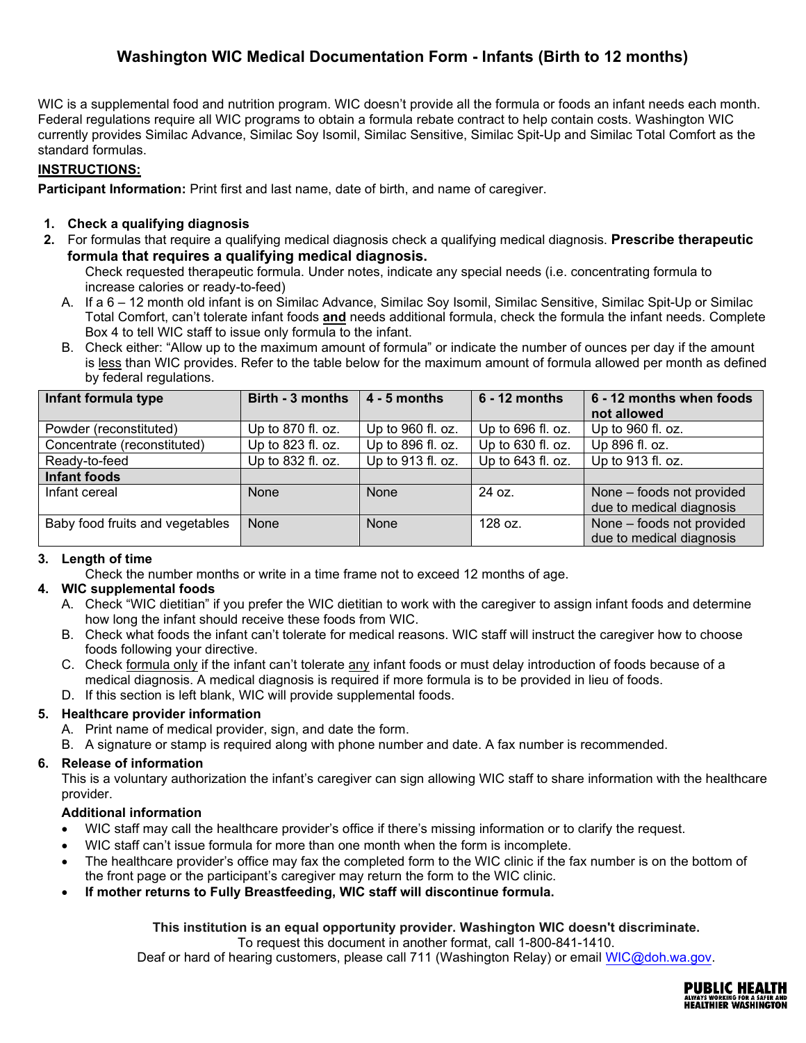# Washington WIC Medical Documentation Form - Infants (Birth to 12 months)

WIC is a supplemental food and nutrition program. WIC doesn't provide all the formula or foods an infant needs each month. Federal regulations require all WIC programs to obtain a formula rebate contract to help contain costs. Washington WIC currently provides Similac Advance, Similac Soy Isomil, Similac Sensitive, Similac Spit-Up and Similac Total Comfort as the standard formulas.

**INSTRUCTIONS:**

**Participant Information:** Print first and last name, date of birth, and name of caregiver.

1. **Check a qualifying diagnosis**
2. For formulas that require a qualifying medical diagnosis check a qualifying medical diagnosis. **Prescribe therapeutic formula that requires a qualifying medical diagnosis.**

   Check requested therapeutic formula. Under notes, indicate any special needs (i.e. concentrating formula to increase calories or ready-to-feed)

   A. If a 6 – 12 month old infant is on Similac Advance, Similac Soy Isomil, Similac Sensitive, Similac Spit-Up or Similac Total Comfort, can't tolerate infant foods **and** needs additional formula, check the formula the infant needs. Complete Box 4 to tell WIC staff to issue only formula to the infant.

   B. Check either: "Allow up to the maximum amount of formula" or indicate the number of ounces per day if the amount is less than WIC provides. Refer to the table below for the maximum amount of formula allowed per month as defined by federal regulations.

| Infant formula type | Birth - 3 months | 4 - 5 months | 6 - 12 months | 6 - 12 months when foods not allowed |
|---|---|---|---|---|
| Powder (reconstituted) | Up to 870 fl. oz. | Up to 960 fl. oz. | Up to 696 fl. oz. | Up to 960 fl. oz. |
| Concentrate (reconstituted) | Up to 823 fl. oz. | Up to 896 fl. oz. | Up to 630 fl. oz. | Up 896 fl. oz. |
| Ready-to-feed | Up to 832 fl. oz. | Up to 913 fl. oz. | Up to 643 fl. oz. | Up to 913 fl. oz. |
| **Infant foods** | | | | |
| Infant cereal | None | None | 24 oz. | None – foods not provided due to medical diagnosis |
| Baby food fruits and vegetables | None | None | 128 oz. | None – foods not provided due to medical diagnosis |

3. **Length of time**

   Check the number months or write in a time frame not to exceed 12 months of age.

4. **WIC supplemental foods**

   A. Check "WIC dietitian" if you prefer the WIC dietitian to work with the caregiver to assign infant foods and determine how long the infant should receive these foods from WIC.

   B. Check what foods the infant can't tolerate for medical reasons. WIC staff will instruct the caregiver how to choose foods following your directive.

   C. Check formula only if the infant can't tolerate any infant foods or must delay introduction of foods because of a medical diagnosis. A medical diagnosis is required if more formula is to be provided in lieu of foods.

   D. If this section is left blank, WIC will provide supplemental foods.

5. **Healthcare provider information**

   A. Print name of medical provider, sign, and date the form.

   B. A signature or stamp is required along with phone number and date. A fax number is recommended.

6. **Release of information**

   This is a voluntary authorization the infant's caregiver can sign allowing WIC staff to share information with the healthcare provider.

   **Additional information**

   - WIC staff may call the healthcare provider's office if there's missing information or to clarify the request.
   - WIC staff can't issue formula for more than one month when the form is incomplete.
   - The healthcare provider's office may fax the completed form to the WIC clinic if the fax number is on the bottom of the front page or the participant's caregiver may return the form to the WIC clinic.
   - **If mother returns to Fully Breastfeeding, WIC staff will discontinue formula.**

**This institution is an equal opportunity provider. Washington WIC doesn't discriminate.**

To request this document in another format, call 1-800-841-1410.

Deaf or hard of hearing customers, please call 711 (Washington Relay) or email WIC@doh.wa.gov.

PUBLIC HEALTH
ALWAYS WORKING FOR A SAFER AND HEALTHIER WASHINGTON